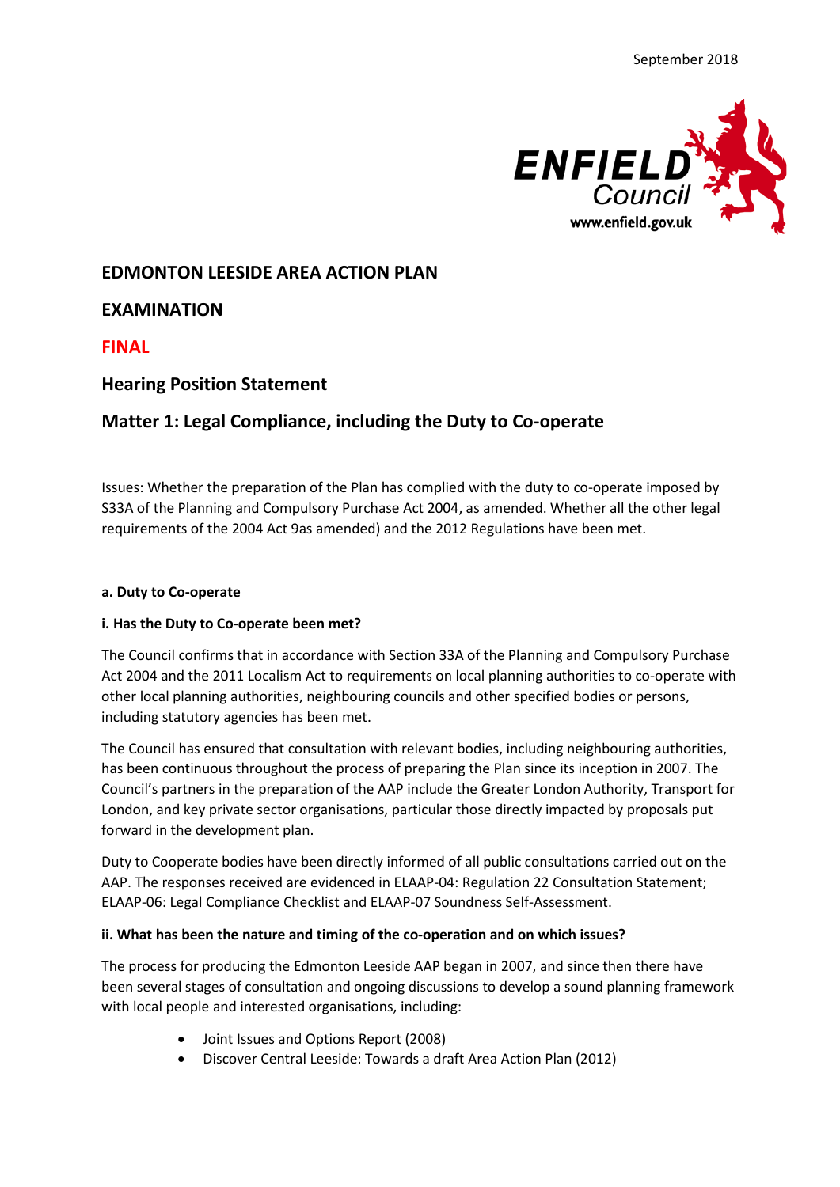September 2018

ENFIELD Council
www.enfield.gov.uk

# EDMONTON LEESIDE AREA ACTION PLAN

# EXAMINATION

# FINAL

## Hearing Position Statement

## Matter 1: Legal Compliance, including the Duty to Co-operate

Issues: Whether the preparation of the Plan has complied with the duty to co-operate imposed by S33A of the Planning and Compulsory Purchase Act 2004, as amended. Whether all the other legal requirements of the 2004 Act 9as amended) and the 2012 Regulations have been met.

#### a. Duty to Co-operate

#### i. Has the Duty to Co-operate been met?

The Council confirms that in accordance with Section 33A of the Planning and Compulsory Purchase Act 2004 and the 2011 Localism Act to requirements on local planning authorities to co-operate with other local planning authorities, neighbouring councils and other specified bodies or persons, including statutory agencies has been met.

The Council has ensured that consultation with relevant bodies, including neighbouring authorities, has been continuous throughout the process of preparing the Plan since its inception in 2007. The Council's partners in the preparation of the AAP include the Greater London Authority, Transport for London, and key private sector organisations, particular those directly impacted by proposals put forward in the development plan.

Duty to Cooperate bodies have been directly informed of all public consultations carried out on the AAP. The responses received are evidenced in ELAAP-04: Regulation 22 Consultation Statement; ELAAP-06: Legal Compliance Checklist and ELAAP-07 Soundness Self-Assessment.

#### ii. What has been the nature and timing of the co-operation and on which issues?

The process for producing the Edmonton Leeside AAP began in 2007, and since then there have been several stages of consultation and ongoing discussions to develop a sound planning framework with local people and interested organisations, including:

- Joint Issues and Options Report (2008)
- Discover Central Leeside: Towards a draft Area Action Plan (2012)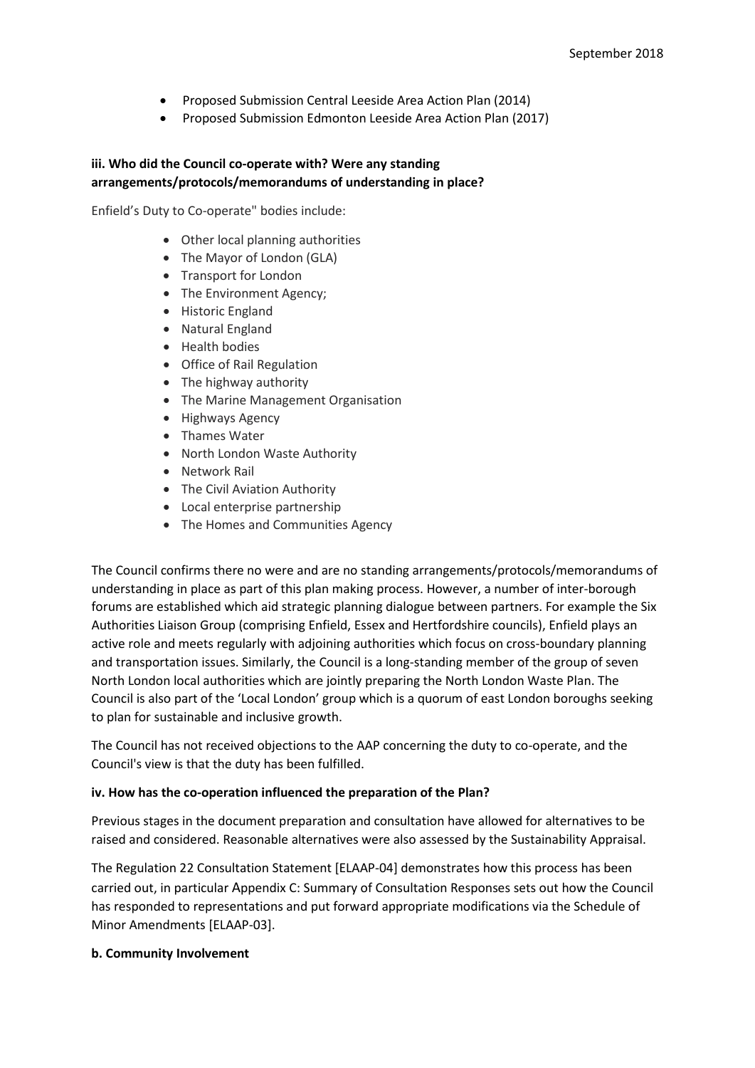- Proposed Submission Central Leeside Area Action Plan (2014)
- Proposed Submission Edmonton Leeside Area Action Plan (2017)

**iii. Who did the Council co-operate with? Were any standing arrangements/protocols/memorandums of understanding in place?**

Enfield's Duty to Co-operate" bodies include:

- Other local planning authorities
- The Mayor of London (GLA)
- Transport for London
- The Environment Agency;
- Historic England
- Natural England
- Health bodies
- Office of Rail Regulation
- The highway authority
- The Marine Management Organisation
- Highways Agency
- Thames Water
- North London Waste Authority
- Network Rail
- The Civil Aviation Authority
- Local enterprise partnership
- The Homes and Communities Agency

The Council confirms there no were and are no standing arrangements/protocols/memorandums of understanding in place as part of this plan making process. However, a number of inter-borough forums are established which aid strategic planning dialogue between partners. For example the Six Authorities Liaison Group (comprising Enfield, Essex and Hertfordshire councils), Enfield plays an active role and meets regularly with adjoining authorities which focus on cross-boundary planning and transportation issues. Similarly, the Council is a long-standing member of the group of seven North London local authorities which are jointly preparing the North London Waste Plan. The Council is also part of the 'Local London' group which is a quorum of east London boroughs seeking to plan for sustainable and inclusive growth.

The Council has not received objections to the AAP concerning the duty to co-operate, and the Council's view is that the duty has been fulfilled.

**iv. How has the co-operation influenced the preparation of the Plan?**

Previous stages in the document preparation and consultation have allowed for alternatives to be raised and considered. Reasonable alternatives were also assessed by the Sustainability Appraisal.

The Regulation 22 Consultation Statement [ELAAP-04] demonstrates how this process has been carried out, in particular Appendix C: Summary of Consultation Responses sets out how the Council has responded to representations and put forward appropriate modifications via the Schedule of Minor Amendments [ELAAP-03].

**b. Community Involvement**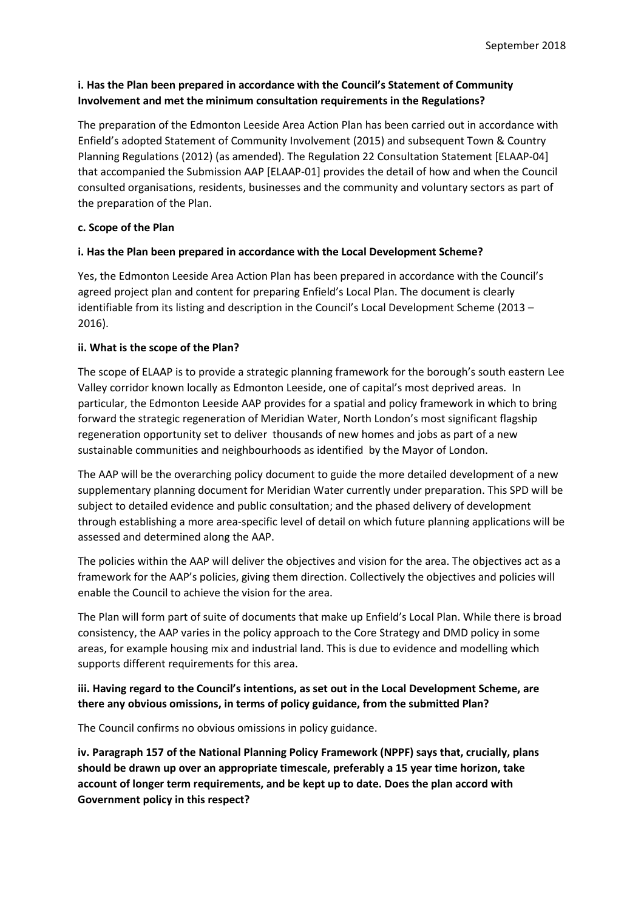**i. Has the Plan been prepared in accordance with the Council's Statement of Community Involvement and met the minimum consultation requirements in the Regulations?**

The preparation of the Edmonton Leeside Area Action Plan has been carried out in accordance with Enfield's adopted Statement of Community Involvement (2015) and subsequent Town & Country Planning Regulations (2012) (as amended). The Regulation 22 Consultation Statement [ELAAP-04] that accompanied the Submission AAP [ELAAP-01] provides the detail of how and when the Council consulted organisations, residents, businesses and the community and voluntary sectors as part of the preparation of the Plan.

**c. Scope of the Plan**

**i. Has the Plan been prepared in accordance with the Local Development Scheme?**

Yes, the Edmonton Leeside Area Action Plan has been prepared in accordance with the Council's agreed project plan and content for preparing Enfield's Local Plan. The document is clearly identifiable from its listing and description in the Council's Local Development Scheme (2013 – 2016).

**ii. What is the scope of the Plan?**

The scope of ELAAP is to provide a strategic planning framework for the borough's south eastern Lee Valley corridor known locally as Edmonton Leeside, one of capital's most deprived areas. In particular, the Edmonton Leeside AAP provides for a spatial and policy framework in which to bring forward the strategic regeneration of Meridian Water, North London's most significant flagship regeneration opportunity set to deliver thousands of new homes and jobs as part of a new sustainable communities and neighbourhoods as identified by the Mayor of London.

The AAP will be the overarching policy document to guide the more detailed development of a new supplementary planning document for Meridian Water currently under preparation. This SPD will be subject to detailed evidence and public consultation; and the phased delivery of development through establishing a more area-specific level of detail on which future planning applications will be assessed and determined along the AAP.

The policies within the AAP will deliver the objectives and vision for the area. The objectives act as a framework for the AAP's policies, giving them direction. Collectively the objectives and policies will enable the Council to achieve the vision for the area.

The Plan will form part of suite of documents that make up Enfield's Local Plan. While there is broad consistency, the AAP varies in the policy approach to the Core Strategy and DMD policy in some areas, for example housing mix and industrial land. This is due to evidence and modelling which supports different requirements for this area.

**iii. Having regard to the Council's intentions, as set out in the Local Development Scheme, are there any obvious omissions, in terms of policy guidance, from the submitted Plan?**

The Council confirms no obvious omissions in policy guidance.

**iv. Paragraph 157 of the National Planning Policy Framework (NPPF) says that, crucially, plans should be drawn up over an appropriate timescale, preferably a 15 year time horizon, take account of longer term requirements, and be kept up to date. Does the plan accord with Government policy in this respect?**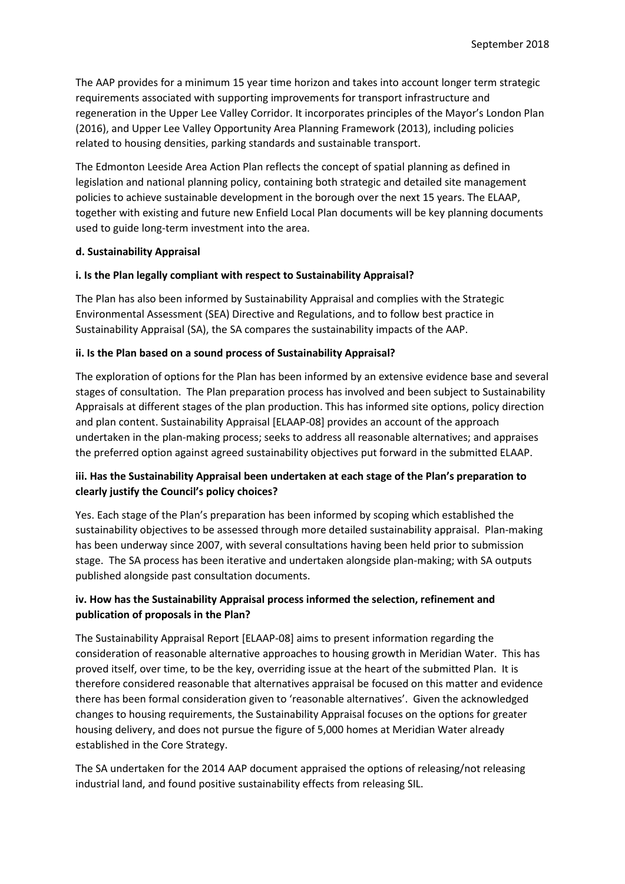The AAP provides for a minimum 15 year time horizon and takes into account longer term strategic requirements associated with supporting improvements for transport infrastructure and regeneration in the Upper Lee Valley Corridor. It incorporates principles of the Mayor's London Plan (2016), and Upper Lee Valley Opportunity Area Planning Framework (2013), including policies related to housing densities, parking standards and sustainable transport.

The Edmonton Leeside Area Action Plan reflects the concept of spatial planning as defined in legislation and national planning policy, containing both strategic and detailed site management policies to achieve sustainable development in the borough over the next 15 years. The ELAAP, together with existing and future new Enfield Local Plan documents will be key planning documents used to guide long-term investment into the area.

**d. Sustainability Appraisal**

**i. Is the Plan legally compliant with respect to Sustainability Appraisal?**

The Plan has also been informed by Sustainability Appraisal and complies with the Strategic Environmental Assessment (SEA) Directive and Regulations, and to follow best practice in Sustainability Appraisal (SA), the SA compares the sustainability impacts of the AAP.

**ii. Is the Plan based on a sound process of Sustainability Appraisal?**

The exploration of options for the Plan has been informed by an extensive evidence base and several stages of consultation. The Plan preparation process has involved and been subject to Sustainability Appraisals at different stages of the plan production. This has informed site options, policy direction and plan content. Sustainability Appraisal [ELAAP-08] provides an account of the approach undertaken in the plan-making process; seeks to address all reasonable alternatives; and appraises the preferred option against agreed sustainability objectives put forward in the submitted ELAAP.

**iii. Has the Sustainability Appraisal been undertaken at each stage of the Plan's preparation to clearly justify the Council's policy choices?**

Yes. Each stage of the Plan's preparation has been informed by scoping which established the sustainability objectives to be assessed through more detailed sustainability appraisal. Plan-making has been underway since 2007, with several consultations having been held prior to submission stage. The SA process has been iterative and undertaken alongside plan-making; with SA outputs published alongside past consultation documents.

**iv. How has the Sustainability Appraisal process informed the selection, refinement and publication of proposals in the Plan?**

The Sustainability Appraisal Report [ELAAP-08] aims to present information regarding the consideration of reasonable alternative approaches to housing growth in Meridian Water. This has proved itself, over time, to be the key, overriding issue at the heart of the submitted Plan. It is therefore considered reasonable that alternatives appraisal be focused on this matter and evidence there has been formal consideration given to 'reasonable alternatives'. Given the acknowledged changes to housing requirements, the Sustainability Appraisal focuses on the options for greater housing delivery, and does not pursue the figure of 5,000 homes at Meridian Water already established in the Core Strategy.

The SA undertaken for the 2014 AAP document appraised the options of releasing/not releasing industrial land, and found positive sustainability effects from releasing SIL.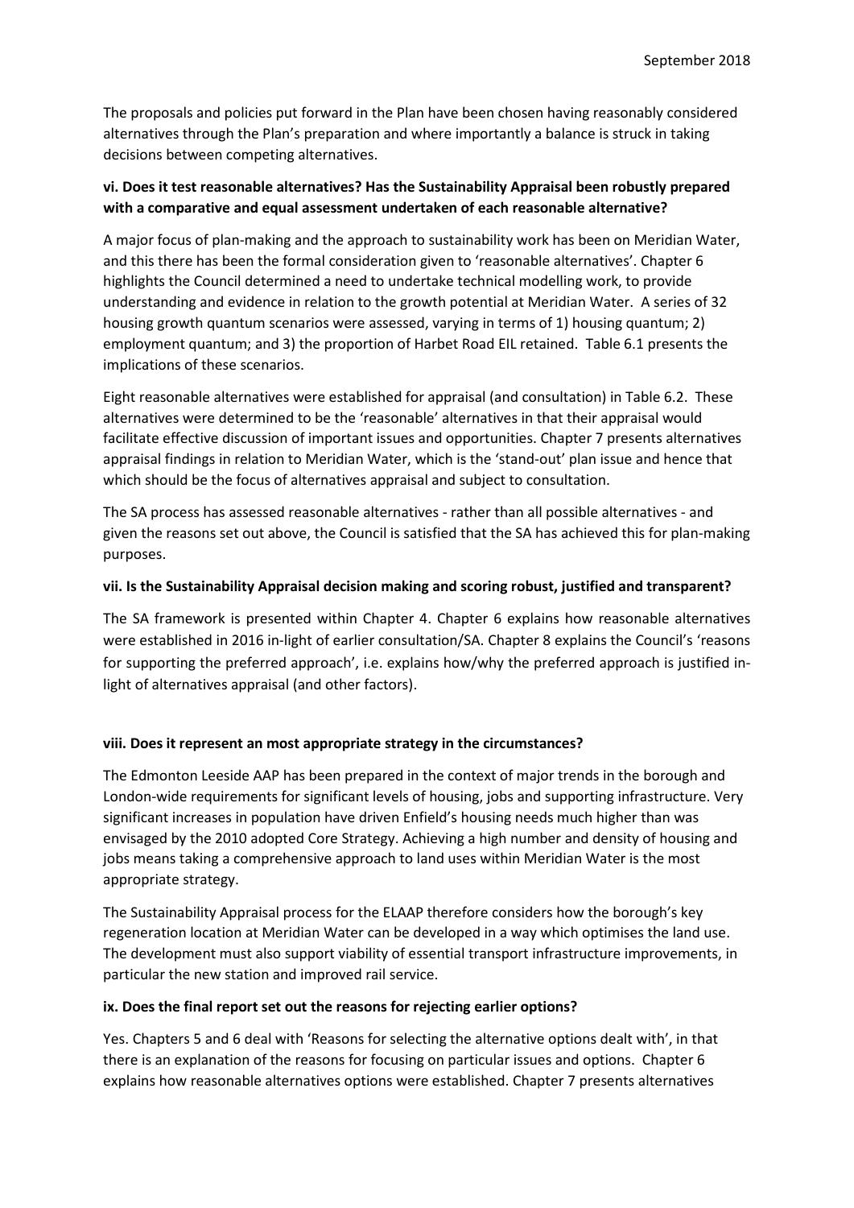The proposals and policies put forward in the Plan have been chosen having reasonably considered alternatives through the Plan's preparation and where importantly a balance is struck in taking decisions between competing alternatives.

**vi. Does it test reasonable alternatives? Has the Sustainability Appraisal been robustly prepared with a comparative and equal assessment undertaken of each reasonable alternative?**

A major focus of plan-making and the approach to sustainability work has been on Meridian Water, and this there has been the formal consideration given to 'reasonable alternatives'. Chapter 6 highlights the Council determined a need to undertake technical modelling work, to provide understanding and evidence in relation to the growth potential at Meridian Water. A series of 32 housing growth quantum scenarios were assessed, varying in terms of 1) housing quantum; 2) employment quantum; and 3) the proportion of Harbet Road EIL retained. Table 6.1 presents the implications of these scenarios.

Eight reasonable alternatives were established for appraisal (and consultation) in Table 6.2. These alternatives were determined to be the 'reasonable' alternatives in that their appraisal would facilitate effective discussion of important issues and opportunities. Chapter 7 presents alternatives appraisal findings in relation to Meridian Water, which is the 'stand-out' plan issue and hence that which should be the focus of alternatives appraisal and subject to consultation.

The SA process has assessed reasonable alternatives - rather than all possible alternatives - and given the reasons set out above, the Council is satisfied that the SA has achieved this for plan-making purposes.

**vii. Is the Sustainability Appraisal decision making and scoring robust, justified and transparent?**

The SA framework is presented within Chapter 4. Chapter 6 explains how reasonable alternatives were established in 2016 in-light of earlier consultation/SA. Chapter 8 explains the Council's 'reasons for supporting the preferred approach', i.e. explains how/why the preferred approach is justified in-light of alternatives appraisal (and other factors).

**viii. Does it represent an most appropriate strategy in the circumstances?**

The Edmonton Leeside AAP has been prepared in the context of major trends in the borough and London-wide requirements for significant levels of housing, jobs and supporting infrastructure. Very significant increases in population have driven Enfield's housing needs much higher than was envisaged by the 2010 adopted Core Strategy. Achieving a high number and density of housing and jobs means taking a comprehensive approach to land uses within Meridian Water is the most appropriate strategy.

The Sustainability Appraisal process for the ELAAP therefore considers how the borough's key regeneration location at Meridian Water can be developed in a way which optimises the land use. The development must also support viability of essential transport infrastructure improvements, in particular the new station and improved rail service.

**ix. Does the final report set out the reasons for rejecting earlier options?**

Yes. Chapters 5 and 6 deal with 'Reasons for selecting the alternative options dealt with', in that there is an explanation of the reasons for focusing on particular issues and options. Chapter 6 explains how reasonable alternatives options were established. Chapter 7 presents alternatives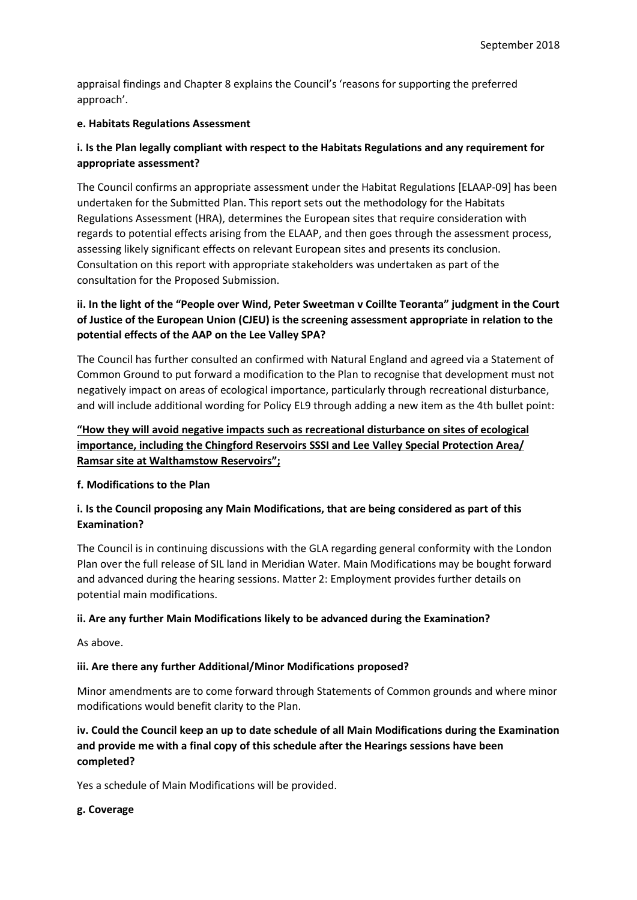appraisal findings and Chapter 8 explains the Council's 'reasons for supporting the preferred approach'.

**e. Habitats Regulations Assessment**

**i. Is the Plan legally compliant with respect to the Habitats Regulations and any requirement for appropriate assessment?**

The Council confirms an appropriate assessment under the Habitat Regulations [ELAAP-09] has been undertaken for the Submitted Plan. This report sets out the methodology for the Habitats Regulations Assessment (HRA), determines the European sites that require consideration with regards to potential effects arising from the ELAAP, and then goes through the assessment process, assessing likely significant effects on relevant European sites and presents its conclusion. Consultation on this report with appropriate stakeholders was undertaken as part of the consultation for the Proposed Submission.

**ii. In the light of the "People over Wind, Peter Sweetman v Coillte Teoranta" judgment in the Court of Justice of the European Union (CJEU) is the screening assessment appropriate in relation to the potential effects of the AAP on the Lee Valley SPA?**

The Council has further consulted an confirmed with Natural England and agreed via a Statement of Common Ground to put forward a modification to the Plan to recognise that development must not negatively impact on areas of ecological importance, particularly through recreational disturbance, and will include additional wording for Policy EL9 through adding a new item as the 4th bullet point:

**"How they will avoid negative impacts such as recreational disturbance on sites of ecological importance, including the Chingford Reservoirs SSSI and Lee Valley Special Protection Area/ Ramsar site at Walthamstow Reservoirs";**

**f. Modifications to the Plan**

**i. Is the Council proposing any Main Modifications, that are being considered as part of this Examination?**

The Council is in continuing discussions with the GLA regarding general conformity with the London Plan over the full release of SIL land in Meridian Water. Main Modifications may be bought forward and advanced during the hearing sessions. Matter 2: Employment provides further details on potential main modifications.

**ii. Are any further Main Modifications likely to be advanced during the Examination?**

As above.

**iii. Are there any further Additional/Minor Modifications proposed?**

Minor amendments are to come forward through Statements of Common grounds and where minor modifications would benefit clarity to the Plan.

**iv. Could the Council keep an up to date schedule of all Main Modifications during the Examination and provide me with a final copy of this schedule after the Hearings sessions have been completed?**

Yes a schedule of Main Modifications will be provided.

**g. Coverage**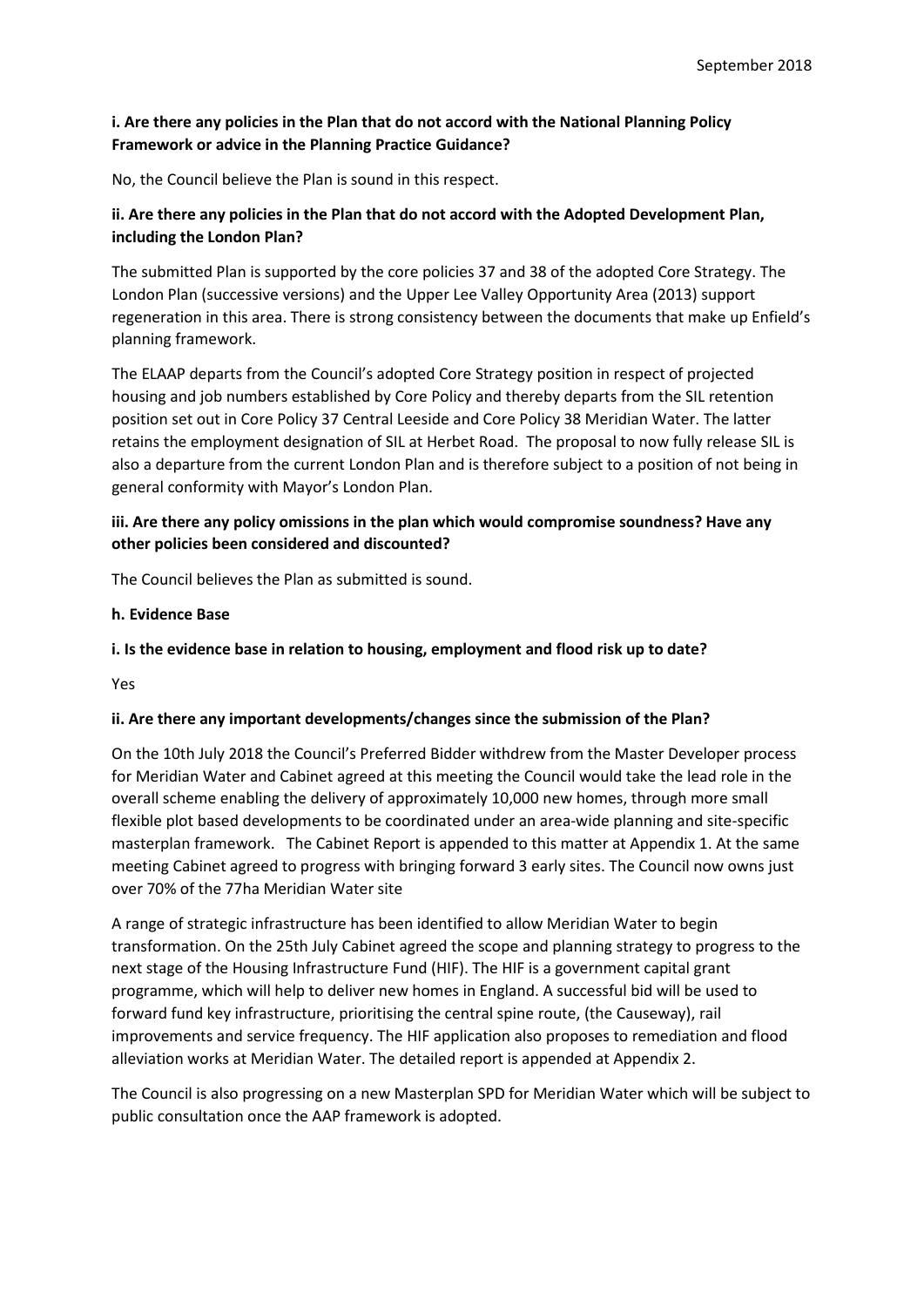September 2018

**i. Are there any policies in the Plan that do not accord with the National Planning Policy Framework or advice in the Planning Practice Guidance?**

No, the Council believe the Plan is sound in this respect.

**ii. Are there any policies in the Plan that do not accord with the Adopted Development Plan, including the London Plan?**

The submitted Plan is supported by the core policies 37 and 38 of the adopted Core Strategy. The London Plan (successive versions) and the Upper Lee Valley Opportunity Area (2013) support regeneration in this area. There is strong consistency between the documents that make up Enfield's planning framework.

The ELAAP departs from the Council's adopted Core Strategy position in respect of projected housing and job numbers established by Core Policy and thereby departs from the SIL retention position set out in Core Policy 37 Central Leeside and Core Policy 38 Meridian Water. The latter retains the employment designation of SIL at Herbet Road. The proposal to now fully release SIL is also a departure from the current London Plan and is therefore subject to a position of not being in general conformity with Mayor's London Plan.

**iii. Are there any policy omissions in the plan which would compromise soundness? Have any other policies been considered and discounted?**

The Council believes the Plan as submitted is sound.

**h. Evidence Base**

**i. Is the evidence base in relation to housing, employment and flood risk up to date?**

Yes

**ii. Are there any important developments/changes since the submission of the Plan?**

On the 10th July 2018 the Council's Preferred Bidder withdrew from the Master Developer process for Meridian Water and Cabinet agreed at this meeting the Council would take the lead role in the overall scheme enabling the delivery of approximately 10,000 new homes, through more small flexible plot based developments to be coordinated under an area-wide planning and site-specific masterplan framework. The Cabinet Report is appended to this matter at Appendix 1. At the same meeting Cabinet agreed to progress with bringing forward 3 early sites. The Council now owns just over 70% of the 77ha Meridian Water site

A range of strategic infrastructure has been identified to allow Meridian Water to begin transformation. On the 25th July Cabinet agreed the scope and planning strategy to progress to the next stage of the Housing Infrastructure Fund (HIF). The HIF is a government capital grant programme, which will help to deliver new homes in England. A successful bid will be used to forward fund key infrastructure, prioritising the central spine route, (the Causeway), rail improvements and service frequency. The HIF application also proposes to remediation and flood alleviation works at Meridian Water. The detailed report is appended at Appendix 2.

The Council is also progressing on a new Masterplan SPD for Meridian Water which will be subject to public consultation once the AAP framework is adopted.